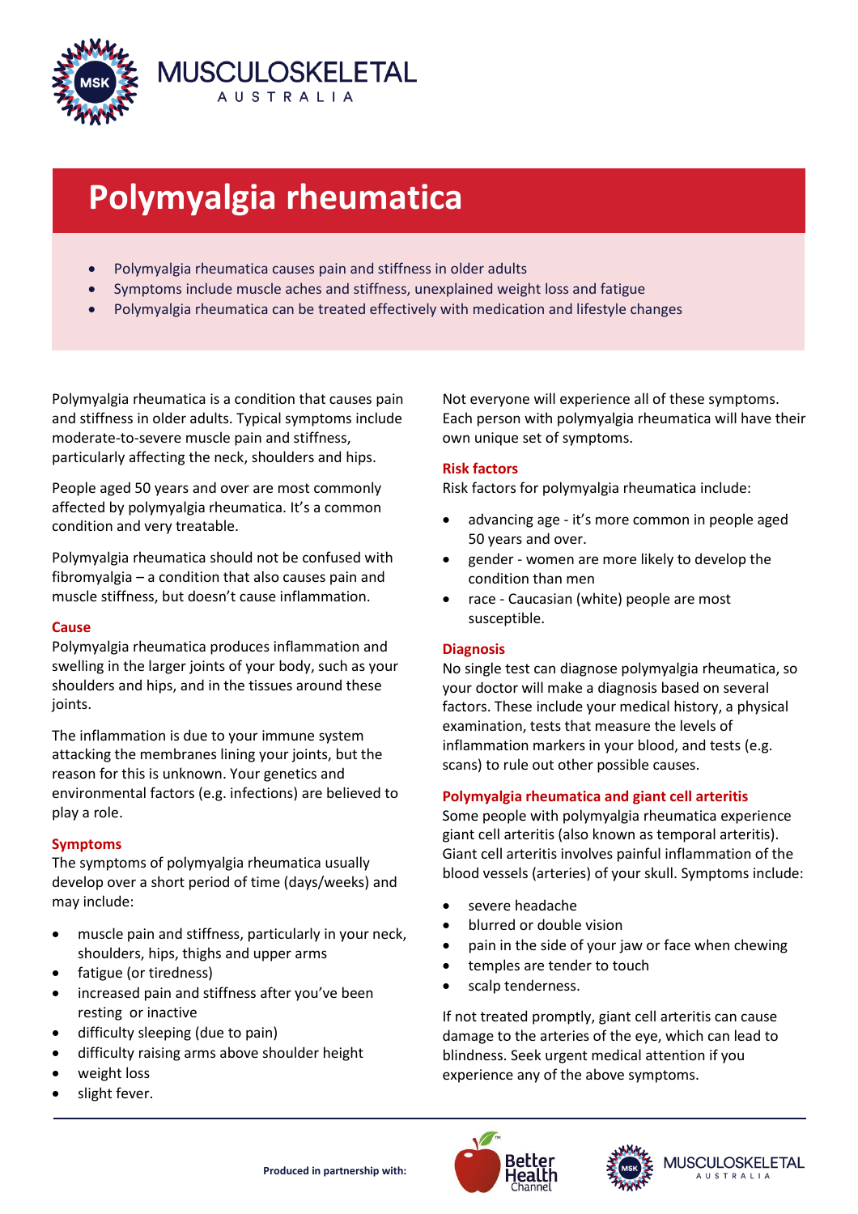MUSCULOSKELETAL AUSTRALIA

# Polymyalgia rheumatica

- Polymyalgia rheumatica causes pain and stiffness in older adults
- Symptoms include muscle aches and stiffness, unexplained weight loss and fatigue
- Polymyalgia rheumatica can be treated effectively with medication and lifestyle changes

Polymyalgia rheumatica is a condition that causes pain and stiffness in older adults. Typical symptoms include moderate-to-severe muscle pain and stiffness, particularly affecting the neck, shoulders and hips.

People aged 50 years and over are most commonly affected by polymyalgia rheumatica. It's a common condition and very treatable.

Polymyalgia rheumatica should not be confused with fibromyalgia – a condition that also causes pain and muscle stiffness, but doesn't cause inflammation.

## Cause

Polymyalgia rheumatica produces inflammation and swelling in the larger joints of your body, such as your shoulders and hips, and in the tissues around these joints.

The inflammation is due to your immune system attacking the membranes lining your joints, but the reason for this is unknown. Your genetics and environmental factors (e.g. infections) are believed to play a role.

## Symptoms

The symptoms of polymyalgia rheumatica usually develop over a short period of time (days/weeks) and may include:

- muscle pain and stiffness, particularly in your neck, shoulders, hips, thighs and upper arms
- fatigue (or tiredness)
- increased pain and stiffness after you've been resting or inactive
- difficulty sleeping (due to pain)
- difficulty raising arms above shoulder height
- weight loss
- slight fever.

Not everyone will experience all of these symptoms. Each person with polymyalgia rheumatica will have their own unique set of symptoms.

## Risk factors

Risk factors for polymyalgia rheumatica include:

- advancing age - it's more common in people aged 50 years and over.
- gender - women are more likely to develop the condition than men
- race - Caucasian (white) people are most susceptible.

## Diagnosis

No single test can diagnose polymyalgia rheumatica, so your doctor will make a diagnosis based on several factors. These include your medical history, a physical examination, tests that measure the levels of inflammation markers in your blood, and tests (e.g. scans) to rule out other possible causes.

## Polymyalgia rheumatica and giant cell arteritis

Some people with polymyalgia rheumatica experience giant cell arteritis (also known as temporal arteritis). Giant cell arteritis involves painful inflammation of the blood vessels (arteries) of your skull. Symptoms include:

- severe headache
- blurred or double vision
- pain in the side of your jaw or face when chewing
- temples are tender to touch
- scalp tenderness.

If not treated promptly, giant cell arteritis can cause damage to the arteries of the eye, which can lead to blindness. Seek urgent medical attention if you experience any of the above symptoms.

Produced in partnership with: Better Health Channel, Musculoskeletal Australia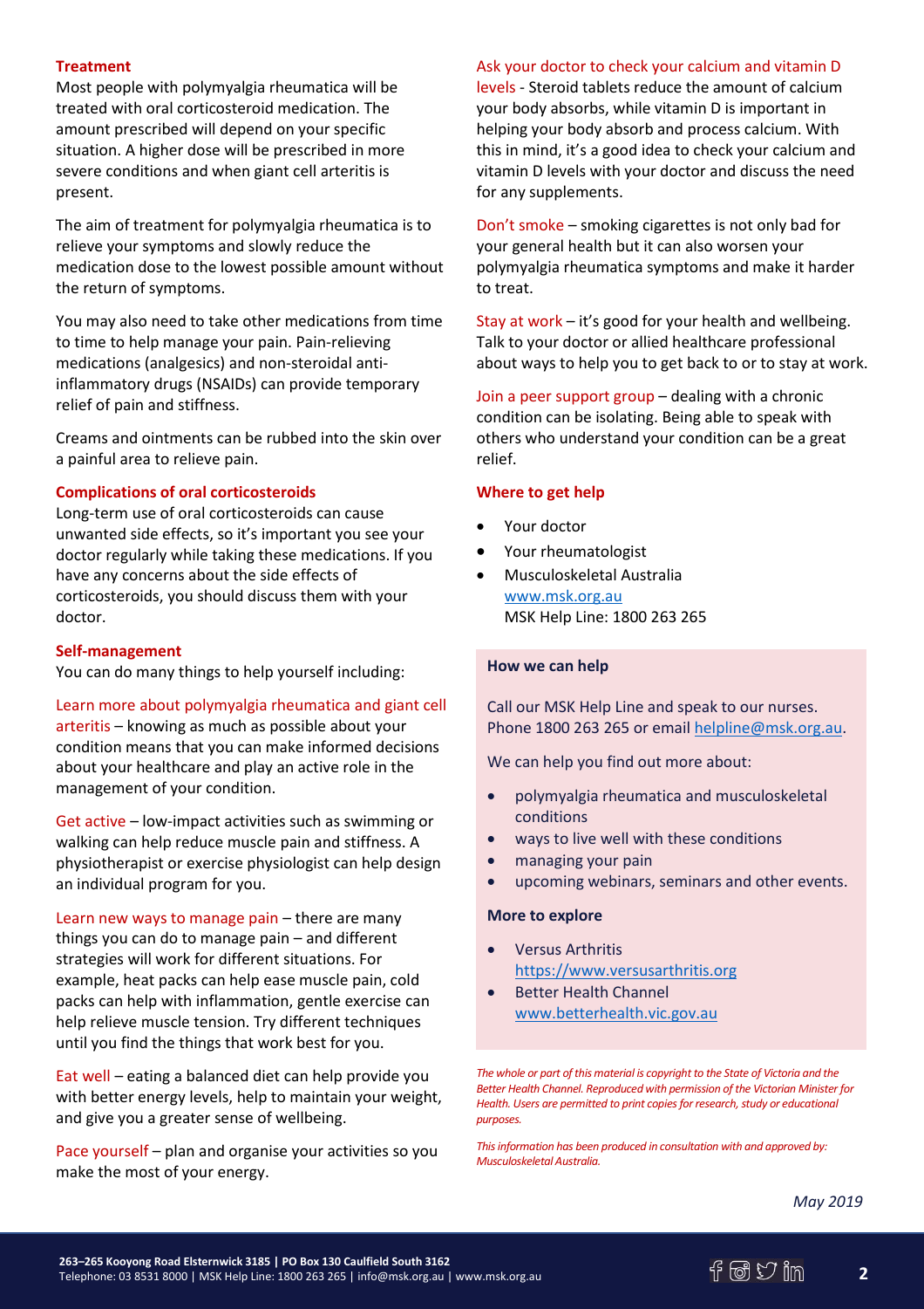## Treatment

Most people with polymyalgia rheumatica will be treated with oral corticosteroid medication. The amount prescribed will depend on your specific situation. A higher dose will be prescribed in more severe conditions and when giant cell arteritis is present.

The aim of treatment for polymyalgia rheumatica is to relieve your symptoms and slowly reduce the medication dose to the lowest possible amount without the return of symptoms.

You may also need to take other medications from time to time to help manage your pain. Pain-relieving medications (analgesics) and non-steroidal anti-inflammatory drugs (NSAIDs) can provide temporary relief of pain and stiffness.

Creams and ointments can be rubbed into the skin over a painful area to relieve pain.

## Complications of oral corticosteroids

Long-term use of oral corticosteroids can cause unwanted side effects, so it's important you see your doctor regularly while taking these medications. If you have any concerns about the side effects of corticosteroids, you should discuss them with your doctor.

## Self-management

You can do many things to help yourself including:

Learn more about polymyalgia rheumatica and giant cell arteritis – knowing as much as possible about your condition means that you can make informed decisions about your healthcare and play an active role in the management of your condition.

Get active – low-impact activities such as swimming or walking can help reduce muscle pain and stiffness. A physiotherapist or exercise physiologist can help design an individual program for you.

Learn new ways to manage pain – there are many things you can do to manage pain – and different strategies will work for different situations. For example, heat packs can help ease muscle pain, cold packs can help with inflammation, gentle exercise can help relieve muscle tension. Try different techniques until you find the things that work best for you.

Eat well – eating a balanced diet can help provide you with better energy levels, help to maintain your weight, and give you a greater sense of wellbeing.

Pace yourself – plan and organise your activities so you make the most of your energy.

Ask your doctor to check your calcium and vitamin D levels - Steroid tablets reduce the amount of calcium your body absorbs, while vitamin D is important in helping your body absorb and process calcium. With this in mind, it's a good idea to check your calcium and vitamin D levels with your doctor and discuss the need for any supplements.

Don't smoke – smoking cigarettes is not only bad for your general health but it can also worsen your polymyalgia rheumatica symptoms and make it harder to treat.

Stay at work – it's good for your health and wellbeing. Talk to your doctor or allied healthcare professional about ways to help you to get back to or to stay at work.

Join a peer support group – dealing with a chronic condition can be isolating. Being able to speak with others who understand your condition can be a great relief.

## Where to get help

- Your doctor
- Your rheumatologist
- Musculoskeletal Australia
  www.msk.org.au
  MSK Help Line: 1800 263 265

### How we can help

Call our MSK Help Line and speak to our nurses. Phone 1800 263 265 or email helpline@msk.org.au.

We can help you find out more about:

- polymyalgia rheumatica and musculoskeletal conditions
- ways to live well with these conditions
- managing your pain
- upcoming webinars, seminars and other events.

### More to explore

- Versus Arthritis
  https://www.versusarthritis.org
- Better Health Channel
  www.betterhealth.vic.gov.au

*The whole or part of this material is copyright to the State of Victoria and the Better Health Channel. Reproduced with permission of the Victorian Minister for Health. Users are permitted to print copies for research, study or educational purposes.*

*This information has been produced in consultation with and approved by: Musculoskeletal Australia.*

*May 2019*

**263–265 Kooyong Road Elsternwick 3185 | PO Box 130 Caulfield South 3162**
Telephone: 03 8531 8000 | MSK Help Line: 1800 263 265 | info@msk.org.au | www.msk.org.au